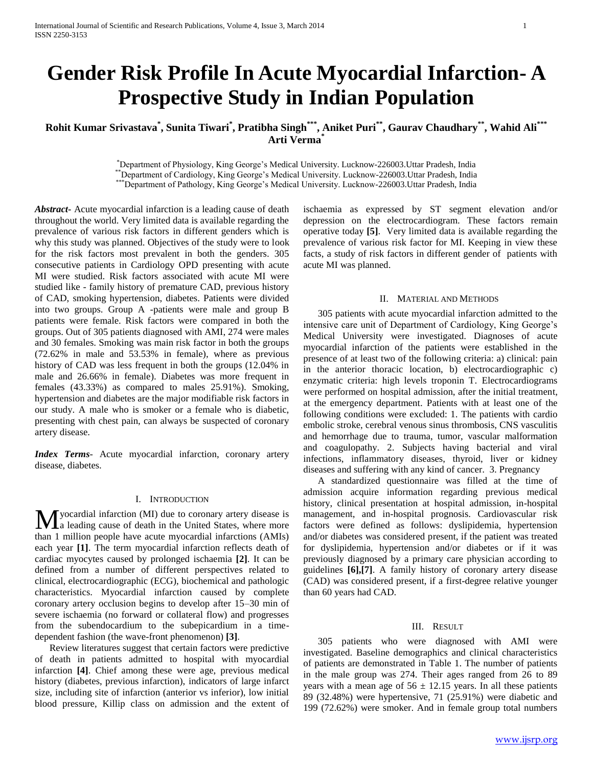# Gender Risk Profile In Acute Myocardial Infarction- A Prospective Study in Indian Population

**Rohit Kumar Srivastava[*], Sunita Tiwari[*], Pratibha Singh[***], Aniket Puri[**], Gaurav Chaudhary[**], Wahid Ali[***] Arti Verma[*]**

[*] Department of Physiology, King George's Medical University. Lucknow-226003.Uttar Pradesh, India
[**] Department of Cardiology, King George's Medical University. Lucknow-226003.Uttar Pradesh, India
[***] Department of Pathology, King George's Medical University. Lucknow-226003.Uttar Pradesh, India

***Abstract*-** Acute myocardial infarction is a leading cause of death throughout the world. Very limited data is available regarding the prevalence of various risk factors in different genders which is why this study was planned. Objectives of the study were to look for the risk factors most prevalent in both the genders. 305 consecutive patients in Cardiology OPD presenting with acute MI were studied. Risk factors associated with acute MI were studied like - family history of premature CAD, previous history of CAD, smoking hypertension, diabetes. Patients were divided into two groups. Group A -patients were male and group B patients were female. Risk factors were compared in both the groups. Out of 305 patients diagnosed with AMI, 274 were males and 30 females. Smoking was main risk factor in both the groups (72.62% in male and 53.53% in female), where as previous history of CAD was less frequent in both the groups (12.04% in male and 26.66% in female). Diabetes was more frequent in females (43.33%) as compared to males 25.91%). Smoking, hypertension and diabetes are the major modifiable risk factors in our study. A male who is smoker or a female who is diabetic, presenting with chest pain, can always be suspected of coronary artery disease.

***Index Terms*-** Acute myocardial infarction, coronary artery disease, diabetes.

## I. Introduction

Myocardial infarction (MI) due to coronary artery disease is a leading cause of death in the United States, where more than 1 million people have acute myocardial infarctions (AMIs) each year **[1]**. The term myocardial infarction reflects death of cardiac myocytes caused by prolonged ischaemia **[2]**. It can be defined from a number of different perspectives related to clinical, electrocardiographic (ECG), biochemical and pathologic characteristics. Myocardial infarction caused by complete coronary artery occlusion begins to develop after 15–30 min of severe ischaemia (no forward or collateral flow) and progresses from the subendocardium to the subepicardium in a time-dependent fashion (the wave-front phenomenon) **[3]**.

Review literatures suggest that certain factors were predictive of death in patients admitted to hospital with myocardial infarction **[4]**. Chief among these were age, previous medical history (diabetes, previous infarction), indicators of large infarct size, including site of infarction (anterior vs inferior), low initial blood pressure, Killip class on admission and the extent of ischaemia as expressed by ST segment elevation and/or depression on the electrocardiogram. These factors remain operative today **[5]**. Very limited data is available regarding the prevalence of various risk factor for MI. Keeping in view these facts, a study of risk factors in different gender of patients with acute MI was planned.

## II. Material and Methods

305 patients with acute myocardial infarction admitted to the intensive care unit of Department of Cardiology, King George's Medical University were investigated. Diagnoses of acute myocardial infarction of the patients were established in the presence of at least two of the following criteria: a) clinical: pain in the anterior thoracic location, b) electrocardiographic c) enzymatic criteria: high levels troponin T. Electrocardiograms were performed on hospital admission, after the initial treatment, at the emergency department. Patients with at least one of the following conditions were excluded: 1. The patients with cardio embolic stroke, cerebral venous sinus thrombosis, CNS vasculitis and hemorrhage due to trauma, tumor, vascular malformation and coagulopathy. 2. Subjects having bacterial and viral infections, inflammatory diseases, thyroid, liver or kidney diseases and suffering with any kind of cancer. 3. Pregnancy

A standardized questionnaire was filled at the time of admission acquire information regarding previous medical history, clinical presentation at hospital admission, in-hospital management, and in-hospital prognosis. Cardiovascular risk factors were defined as follows: dyslipidemia, hypertension and/or diabetes was considered present, if the patient was treated for dyslipidemia, hypertension and/or diabetes or if it was previously diagnosed by a primary care physician according to guidelines **[6]**,**[7]**. A family history of coronary artery disease (CAD) was considered present, if a first-degree relative younger than 60 years had CAD.

## III. Result

305 patients who were diagnosed with AMI were investigated. Baseline demographics and clinical characteristics of patients are demonstrated in Table 1. The number of patients in the male group was 274. Their ages ranged from 26 to 89 years with a mean age of 56 ± 12.15 years. In all these patients 89 (32.48%) were hypertensive, 71 (25.91%) were diabetic and 199 (72.62%) were smoker. And in female group total numbers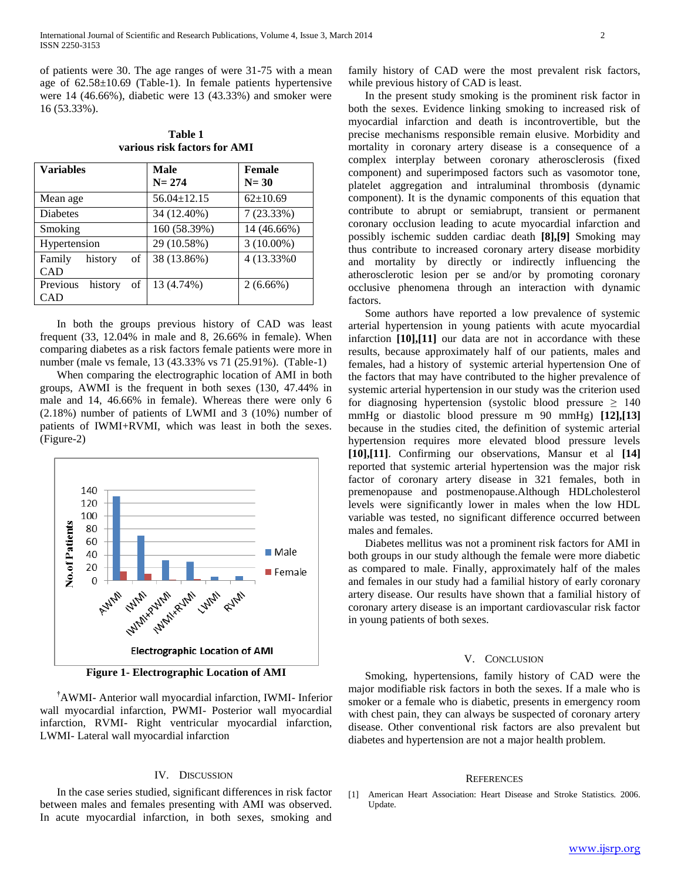of patients were 30. The age ranges of were 31-75 with a mean age of 62.58±10.69 (Table-1). In female patients hypertensive were 14 (46.66%), diabetic were 13 (43.33%) and smoker were 16 (53.33%).

**Table 1**
**various risk factors for AMI**

| Variables | Male N= 274 | Female N= 30 |
|---|---|---|
| Mean age | 56.04±12.15 | 62±10.69 |
| Diabetes | 34 (12.40%) | 7 (23.33%) |
| Smoking | 160 (58.39%) | 14 (46.66%) |
| Hypertension | 29 (10.58%) | 3 (10.00%) |
| Family history of CAD | 38 (13.86%) | 4 (13.33%0 |
| Previous history of CAD | 13 (4.74%) | 2 (6.66%) |

In both the groups previous history of CAD was least frequent (33, 12.04% in male and 8, 26.66% in female). When comparing diabetes as a risk factors female patients were more in number (male vs female, 13 (43.33% vs 71 (25.91%). (Table-1)

When comparing the electrographic location of AMI in both groups, AWMI is the frequent in both sexes (130, 47.44% in male and 14, 46.66% in female). Whereas there were only 6 (2.18%) number of patients of LWMI and 3 (10%) number of patients of IWMI+RVMI, which was least in both the sexes. (Figure-2)

**Figure 1- Electrographic Location of AMI**

[†]AWMI- Anterior wall myocardial infarction, IWMI- Inferior wall myocardial infarction, PWMI- Posterior wall myocardial infarction, RVMI- Right ventricular myocardial infarction, LWMI- Lateral wall myocardial infarction

## IV. Discussion

In the case series studied, significant differences in risk factor between males and females presenting with AMI was observed. In acute myocardial infarction, in both sexes, smoking and family history of CAD were the most prevalent risk factors, while previous history of CAD is least.

In the present study smoking is the prominent risk factor in both the sexes. Evidence linking smoking to increased risk of myocardial infarction and death is incontrovertible, but the precise mechanisms responsible remain elusive. Morbidity and mortality in coronary artery disease is a consequence of a complex interplay between coronary atherosclerosis (fixed component) and superimposed factors such as vasomotor tone, platelet aggregation and intraluminal thrombosis (dynamic component). It is the dynamic components of this equation that contribute to abrupt or semiabrupt, transient or permanent coronary occlusion leading to acute myocardial infarction and possibly ischemic sudden cardiac death **[8],[9]** Smoking may thus contribute to increased coronary artery disease morbidity and mortality by directly or indirectly influencing the atherosclerotic lesion per se and/or by promoting coronary occlusive phenomena through an interaction with dynamic factors.

Some authors have reported a low prevalence of systemic arterial hypertension in young patients with acute myocardial infarction **[10],[11]** our data are not in accordance with these results, because approximately half of our patients, males and females, had a history of systemic arterial hypertension One of the factors that may have contributed to the higher prevalence of systemic arterial hypertension in our study was the criterion used for diagnosing hypertension (systolic blood pressure ≥ 140 mmHg or diastolic blood pressure m 90 mmHg) **[12],[13]** because in the studies cited, the definition of systemic arterial hypertension requires more elevated blood pressure levels **[10],[11]**. Confirming our observations, Mansur et al **[14]** reported that systemic arterial hypertension was the major risk factor of coronary artery disease in 321 females, both in premenopause and postmenopause.Although HDLcholesterol levels were significantly lower in males when the low HDL variable was tested, no significant difference occurred between males and females.

Diabetes mellitus was not a prominent risk factors for AMI in both groups in our study although the female were more diabetic as compared to male. Finally, approximately half of the males and females in our study had a familial history of early coronary artery disease. Our results have shown that a familial history of coronary artery disease is an important cardiovascular risk factor in young patients of both sexes.

## V. Conclusion

Smoking, hypertensions, family history of CAD were the major modifiable risk factors in both the sexes. If a male who is smoker or a female who is diabetic, presents in emergency room with chest pain, they can always be suspected of coronary artery disease. Other conventional risk factors are also prevalent but diabetes and hypertension are not a major health problem.

## References

[1] American Heart Association: Heart Disease and Stroke Statistics. 2006. Update.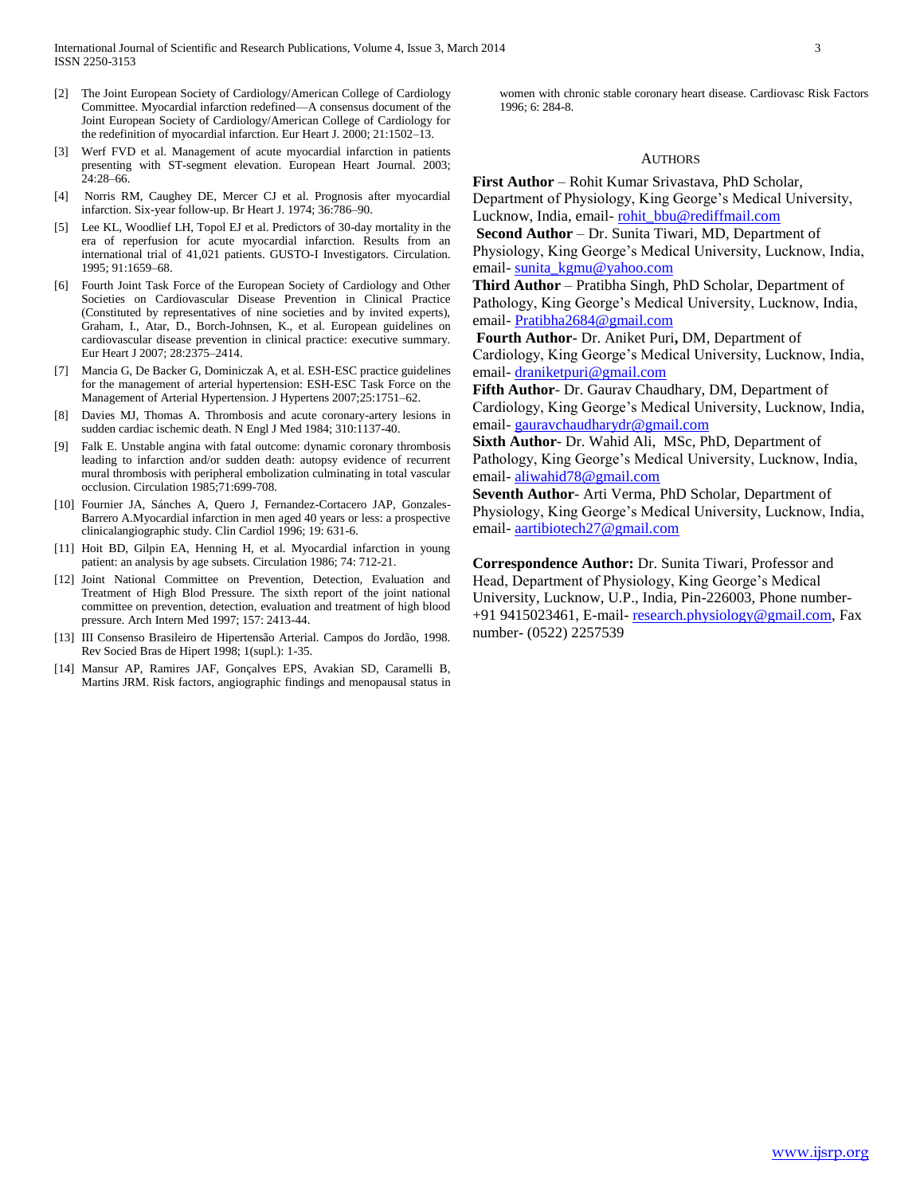[2] The Joint European Society of Cardiology/American College of Cardiology Committee. Myocardial infarction redefined—A consensus document of the Joint European Society of Cardiology/American College of Cardiology for the redefinition of myocardial infarction. Eur Heart J. 2000; 21:1502–13.

[3] Werf FVD et al. Management of acute myocardial infarction in patients presenting with ST-segment elevation. European Heart Journal. 2003; 24:28–66.

[4] Norris RM, Caughey DE, Mercer CJ et al. Prognosis after myocardial infarction. Six-year follow-up. Br Heart J. 1974; 36:786–90.

[5] Lee KL, Woodlief LH, Topol EJ et al. Predictors of 30-day mortality in the era of reperfusion for acute myocardial infarction. Results from an international trial of 41,021 patients. GUSTO-I Investigators. Circulation. 1995; 91:1659–68.

[6] Fourth Joint Task Force of the European Society of Cardiology and Other Societies on Cardiovascular Disease Prevention in Clinical Practice (Constituted by representatives of nine societies and by invited experts), Graham, I., Atar, D., Borch-Johnsen, K., et al. European guidelines on cardiovascular disease prevention in clinical practice: executive summary. Eur Heart J 2007; 28:2375–2414.

[7] Mancia G, De Backer G, Dominiczak A, et al. ESH-ESC practice guidelines for the management of arterial hypertension: ESH-ESC Task Force on the Management of Arterial Hypertension. J Hypertens 2007;25:1751–62.

[8] Davies MJ, Thomas A. Thrombosis and acute coronary-artery lesions in sudden cardiac ischemic death. N Engl J Med 1984; 310:1137-40.

[9] Falk E. Unstable angina with fatal outcome: dynamic coronary thrombosis leading to infarction and/or sudden death: autopsy evidence of recurrent mural thrombosis with peripheral embolization culminating in total vascular occlusion. Circulation 1985;71:699-708.

[10] Fournier JA, Sánches A, Quero J, Fernandez-Cortacero JAP, Gonzales-Barrero A.Myocardial infarction in men aged 40 years or less: a prospective clinicalangiographic study. Clin Cardiol 1996; 19: 631-6.

[11] Hoit BD, Gilpin EA, Henning H, et al. Myocardial infarction in young patient: an analysis by age subsets. Circulation 1986; 74: 712-21.

[12] Joint National Committee on Prevention, Detection, Evaluation and Treatment of High Blod Pressure. The sixth report of the joint national committee on prevention, detection, evaluation and treatment of high blood pressure. Arch Intern Med 1997; 157: 2413-44.

[13] III Consenso Brasileiro de Hipertensão Arterial. Campos do Jordão, 1998. Rev Socied Bras de Hipert 1998; 1(supl.): 1-35.

[14] Mansur AP, Ramires JAF, Gonçalves EPS, Avakian SD, Caramelli B, Martins JRM. Risk factors, angiographic findings and menopausal status in women with chronic stable coronary heart disease. Cardiovasc Risk Factors 1996; 6: 284-8.

## Authors

**First Author** – Rohit Kumar Srivastava, PhD Scholar, Department of Physiology, King George's Medical University, Lucknow, India, email- rohit_bbu@rediffmail.com

**Second Author** – Dr. Sunita Tiwari, MD, Department of Physiology, King George's Medical University, Lucknow, India, email- sunita_kgmu@yahoo.com

**Third Author** – Pratibha Singh, PhD Scholar, Department of Pathology, King George's Medical University, Lucknow, India, email- Pratibha2684@gmail.com

**Fourth Author**- Dr. Aniket Puri**,** DM, Department of Cardiology, King George's Medical University, Lucknow, India, email- draniketpuri@gmail.com

**Fifth Author**- Dr. Gaurav Chaudhary, DM, Department of Cardiology, King George's Medical University, Lucknow, India, email- gauravchaudharydr@gmail.com

**Sixth Author**- Dr. Wahid Ali, MSc, PhD, Department of Pathology, King George's Medical University, Lucknow, India, email- aliwahid78@gmail.com

**Seventh Author**- Arti Verma, PhD Scholar, Department of Physiology, King George's Medical University, Lucknow, India, email- aartibiotech27@gmail.com

**Correspondence Author:** Dr. Sunita Tiwari, Professor and Head, Department of Physiology, King George's Medical University, Lucknow, U.P., India, Pin-226003, Phone number- +91 9415023461, E-mail- research.physiology@gmail.com, Fax number- (0522) 2257539